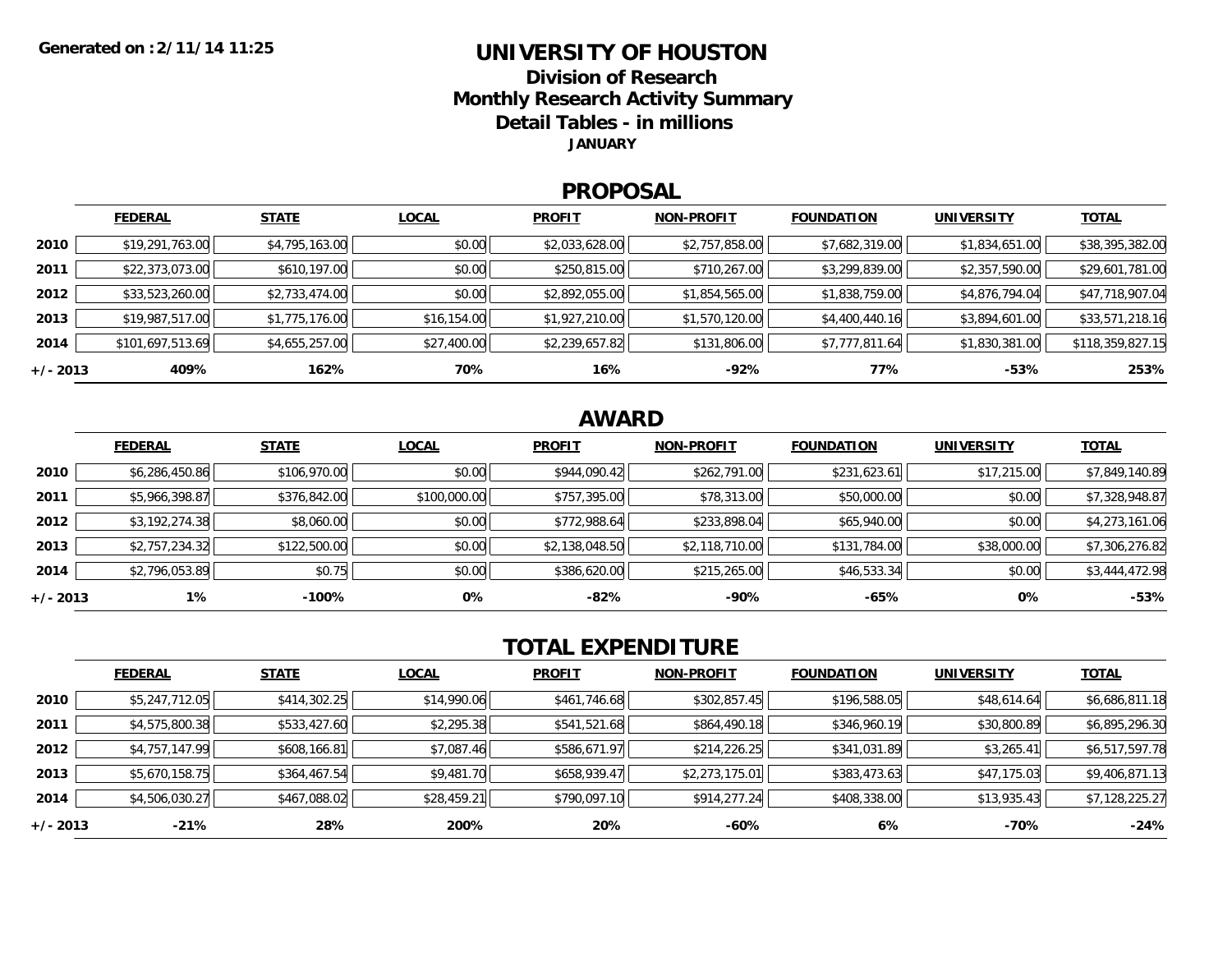**Generated on :2/11/14 11:25**

# UNIVERSITY OF HOUSTON

## Division of Research

## Monthly Research Activity Summary

## Detail Tables - in millions

**JANUARY**

## PROPOSAL

| | FEDERAL | STATE | LOCAL | PROFIT | NON-PROFIT | FOUNDATION | UNIVERSITY | TOTAL |
|---|---|---|---|---|---|---|---|---|
| **2010** | $19,291,763.00 | $4,795,163.00 | $0.00 | $2,033,628.00 | $2,757,858.00 | $7,682,319.00 | $1,834,651.00 | $38,395,382.00 |
| **2011** | $22,373,073.00 | $610,197.00 | $0.00 | $250,815.00 | $710,267.00 | $3,299,839.00 | $2,357,590.00 | $29,601,781.00 |
| **2012** | $33,523,260.00 | $2,733,474.00 | $0.00 | $2,892,055.00 | $1,854,565.00 | $1,838,759.00 | $4,876,794.04 | $47,718,907.04 |
| **2013** | $19,987,517.00 | $1,775,176.00 | $16,154.00 | $1,927,210.00 | $1,570,120.00 | $4,400,440.16 | $3,894,601.00 | $33,571,218.16 |
| **2014** | $101,697,513.69 | $4,655,257.00 | $27,400.00 | $2,239,657.82 | $131,806.00 | $7,777,811.64 | $1,830,381.00 | $118,359,827.15 |
| **+/- 2013** | **409%** | **162%** | **70%** | **16%** | **-92%** | **77%** | **-53%** | **253%** |

## AWARD

| | FEDERAL | STATE | LOCAL | PROFIT | NON-PROFIT | FOUNDATION | UNIVERSITY | TOTAL |
|---|---|---|---|---|---|---|---|---|
| **2010** | $6,286,450.86 | $106,970.00 | $0.00 | $944,090.42 | $262,791.00 | $231,623.61 | $17,215.00 | $7,849,140.89 |
| **2011** | $5,966,398.87 | $376,842.00 | $100,000.00 | $757,395.00 | $78,313.00 | $50,000.00 | $0.00 | $7,328,948.87 |
| **2012** | $3,192,274.38 | $8,060.00 | $0.00 | $772,988.64 | $233,898.04 | $65,940.00 | $0.00 | $4,273,161.06 |
| **2013** | $2,757,234.32 | $122,500.00 | $0.00 | $2,138,048.50 | $2,118,710.00 | $131,784.00 | $38,000.00 | $7,306,276.82 |
| **2014** | $2,796,053.89 | $0.75 | $0.00 | $386,620.00 | $215,265.00 | $46,533.34 | $0.00 | $3,444,472.98 |
| **+/- 2013** | **1%** | **-100%** | **0%** | **-82%** | **-90%** | **-65%** | **0%** | **-53%** |

## TOTAL EXPENDITURE

| | FEDERAL | STATE | LOCAL | PROFIT | NON-PROFIT | FOUNDATION | UNIVERSITY | TOTAL |
|---|---|---|---|---|---|---|---|---|
| **2010** | $5,247,712.05 | $414,302.25 | $14,990.06 | $461,746.68 | $302,857.45 | $196,588.05 | $48,614.64 | $6,686,811.18 |
| **2011** | $4,575,800.38 | $533,427.60 | $2,295.38 | $541,521.68 | $864,490.18 | $346,960.19 | $30,800.89 | $6,895,296.30 |
| **2012** | $4,757,147.99 | $608,166.81 | $7,087.46 | $586,671.97 | $214,226.25 | $341,031.89 | $3,265.41 | $6,517,597.78 |
| **2013** | $5,670,158.75 | $364,467.54 | $9,481.70 | $658,939.47 | $2,273,175.01 | $383,473.63 | $47,175.03 | $9,406,871.13 |
| **2014** | $4,506,030.27 | $467,088.02 | $28,459.21 | $790,097.10 | $914,277.24 | $408,338.00 | $13,935.43 | $7,128,225.27 |
| **+/- 2013** | **-21%** | **28%** | **200%** | **20%** | **-60%** | **6%** | **-70%** | **-24%** |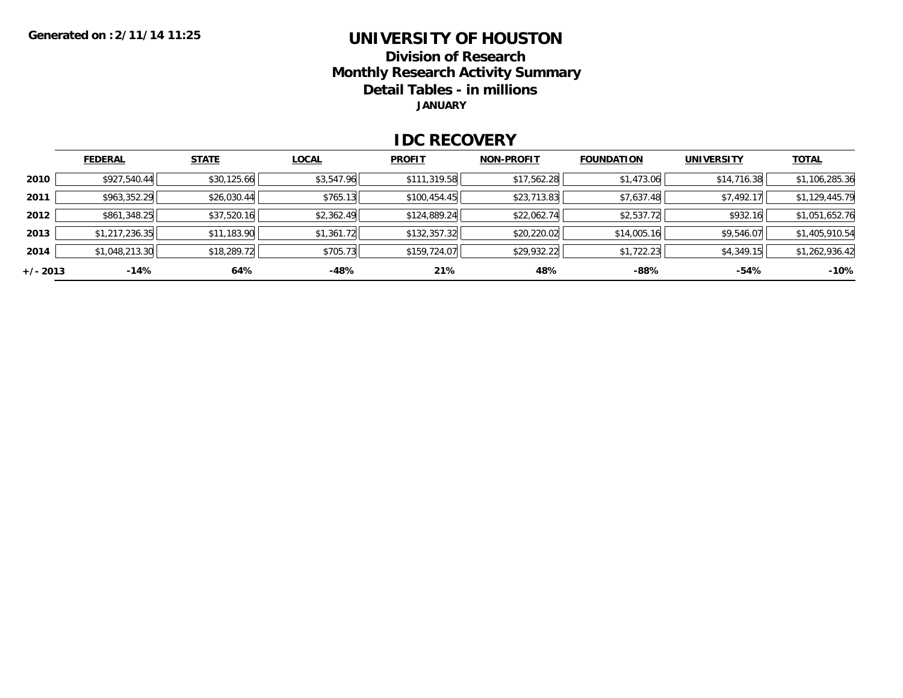Generated on :2/11/14 11:25

# UNIVERSITY OF HOUSTON

## Division of Research
## Monthly Research Activity Summary
## Detail Tables - in millions
### JANUARY

## IDC RECOVERY

| | FEDERAL | STATE | LOCAL | PROFIT | NON-PROFIT | FOUNDATION | UNIVERSITY | TOTAL |
|---|---|---|---|---|---|---|---|---|
| 2010 | $927,540.44 | $30,125.66 | $3,547.96 | $111,319.58 | $17,562.28 | $1,473.06 | $14,716.38 | $1,106,285.36 |
| 2011 | $963,352.29 | $26,030.44 | $765.13 | $100,454.45 | $23,713.83 | $7,637.48 | $7,492.17 | $1,129,445.79 |
| 2012 | $861,348.25 | $37,520.16 | $2,362.49 | $124,889.24 | $22,062.74 | $2,537.72 | $932.16 | $1,051,652.76 |
| 2013 | $1,217,236.35 | $11,183.90 | $1,361.72 | $132,357.32 | $20,220.02 | $14,005.16 | $9,546.07 | $1,405,910.54 |
| 2014 | $1,048,213.30 | $18,289.72 | $705.73 | $159,724.07 | $29,932.22 | $1,722.23 | $4,349.15 | $1,262,936.42 |
| +/- 2013 | -14% | 64% | -48% | 21% | 48% | -88% | -54% | -10% |